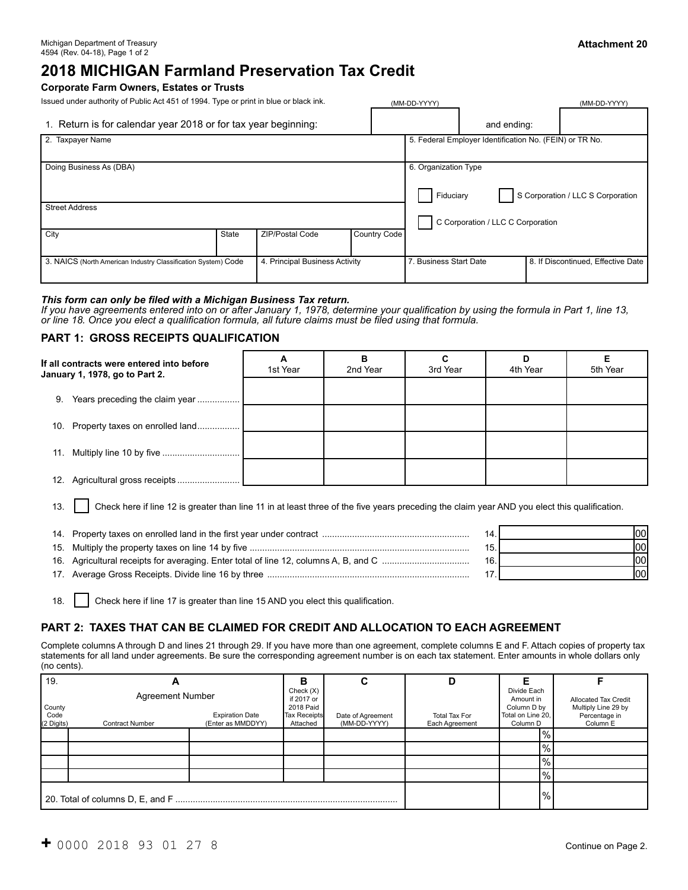Michigan Department of Treasury
4594 (Rev. 04-18), Page 1 of 2

**Attachment 20**

# 2018 MICHIGAN Farmland Preservation Tax Credit

**Corporate Farm Owners, Estates or Trusts**

Issued under authority of Public Act 451 of 1994. Type or print in blue or black ink.

1. Return is for calendar year 2018 or for tax year beginning: (MM-DD-YYYY) and ending: (MM-DD-YYYY)

| 2. Taxpayer Name | | | | 5. Federal Employer Identification No. (FEIN) or TR No. | |
|---|---|---|---|---|---|
| Doing Business As (DBA) | | | | 6. Organization Type ☐ Fiduciary ☐ S Corporation / LLC S Corporation ☐ C Corporation / LLC C Corporation | |
| Street Address | | | | | |
| City | State | ZIP/Postal Code | Country Code | | |
| 3. NAICS (North American Industry Classification System) Code | | 4. Principal Business Activity | | 7. Business Start Date | 8. If Discontinued, Effective Date |

***This form can only be filed with a Michigan Business Tax return.***

*If you have agreements entered into on or after January 1, 1978, determine your qualification by using the formula in Part 1, line 13, or line 18. Once you elect a qualification formula, all future claims must be filed using that formula.*

## PART 1: GROSS RECEIPTS QUALIFICATION

| **If all contracts were entered into before January 1, 1978, go to Part 2.** | A 1st Year | B 2nd Year | C 3rd Year | D 4th Year | E 5th Year |
|---|---|---|---|---|---|
| 9. Years preceding the claim year | | | | | |
| 10. Property taxes on enrolled land | | | | | |
| 11. Multiply line 10 by five | | | | | |
| 12. Agricultural gross receipts | | | | | |

13. ☐ Check here if line 12 is greater than line 11 in at least three of the five years preceding the claim year AND you elect this qualification.

| | | |
|---|---|---|
| 14. Property taxes on enrolled land in the first year under contract | 14. | 00 |
| 15. Multiply the property taxes on line 14 by five | 15. | 00 |
| 16. Agricultural receipts for averaging. Enter total of line 12, columns A, B, and C | 16. | 00 |
| 17. Average Gross Receipts. Divide line 16 by three | 17. | 00 |

18. ☐ Check here if line 17 is greater than line 15 AND you elect this qualification.

## PART 2: TAXES THAT CAN BE CLAIMED FOR CREDIT AND ALLOCATION TO EACH AGREEMENT

Complete columns A through D and lines 21 through 29. If you have more than one agreement, complete columns E and F. Attach copies of property tax statements for all land under agreements. Be sure the corresponding agreement number is on each tax statement. Enter amounts in whole dollars only (no cents).

| 19. A Agreement Number: County Code (2 Digits) | Contract Number | Expiration Date (Enter as MMDDYY) | B Check (X) if 2017 or 2018 Paid Tax Receipts Attached | C Date of Agreement (MM-DD-YYYY) | D Total Tax For Each Agreement | E Divide Each Amount in Column D by Total on Line 20, Column D | F Allocated Tax Credit Multiply Line 29 by Percentage in Column E |
|---|---|---|---|---|---|---|---|
| | | | | | | % | |
| | | | | | | % | |
| | | | | | | % | |
| | | | | | | % | |
| 20. Total of columns D, E, and F | | | | | | % | |

+ 0000 2018 93 01 27 8

Continue on Page 2.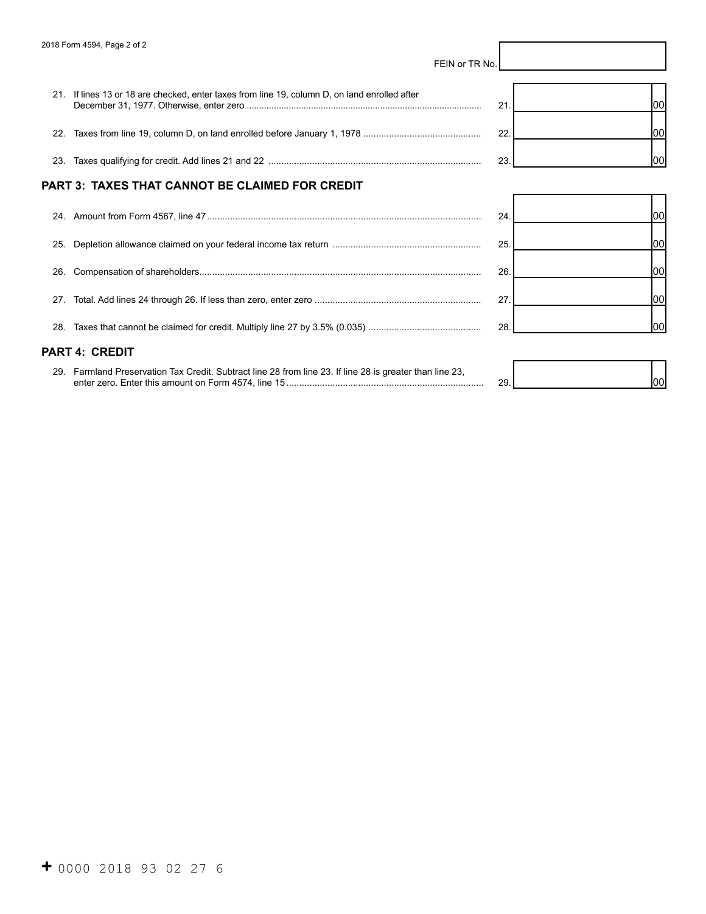FEIN or TR No.

| | | | |
|---|---|---|---|
| 21. | If lines 13 or 18 are checked, enter taxes from line 19, column D, on land enrolled after December 31, 1977. Otherwise, enter zero | 21. | 00 |
| 22. | Taxes from line 19, column D, on land enrolled before January 1, 1978 | 22. | 00 |
| 23. | Taxes qualifying for credit. Add lines 21 and 22 | 23. | 00 |

## PART 3: TAXES THAT CANNOT BE CLAIMED FOR CREDIT

| | | | |
|---|---|---|---|
| 24. | Amount from Form 4567, line 47 | 24. | 00 |
| 25. | Depletion allowance claimed on your federal income tax return | 25. | 00 |
| 26. | Compensation of shareholders | 26. | 00 |
| 27. | Total. Add lines 24 through 26. If less than zero, enter zero | 27. | 00 |
| 28. | Taxes that cannot be claimed for credit. Multiply line 27 by 3.5% (0.035) | 28. | 00 |

## PART 4: CREDIT

| | | | |
|---|---|---|---|
| 29. | Farmland Preservation Tax Credit. Subtract line 28 from line 23. If line 28 is greater than line 23, enter zero. Enter this amount on Form 4574, line 15 | 29. | 00 |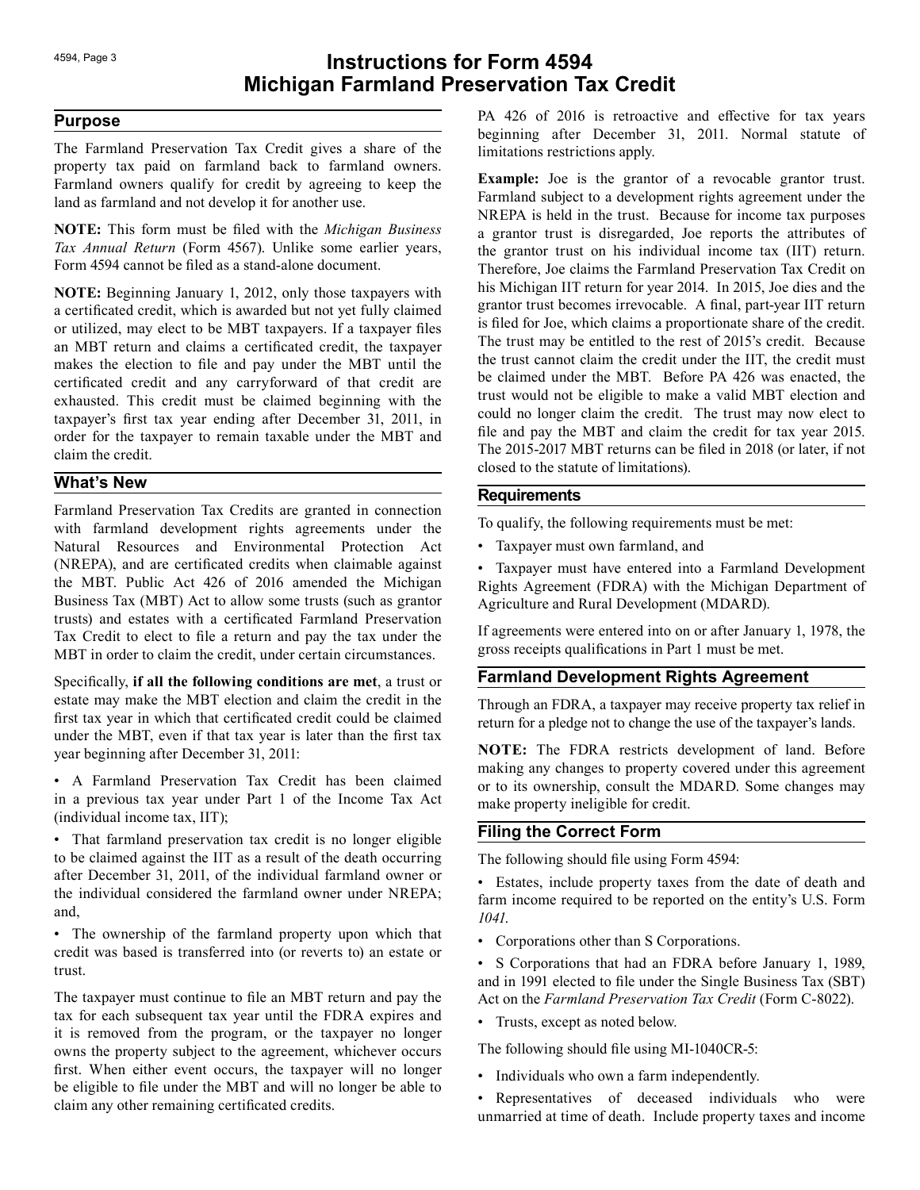# Instructions for Form 4594 Michigan Farmland Preservation Tax Credit

## Purpose

The Farmland Preservation Tax Credit gives a share of the property tax paid on farmland back to farmland owners. Farmland owners qualify for credit by agreeing to keep the land as farmland and not develop it for another use.

**NOTE:** This form must be filed with the *Michigan Business Tax Annual Return* (Form 4567). Unlike some earlier years, Form 4594 cannot be filed as a stand-alone document.

**NOTE:** Beginning January 1, 2012, only those taxpayers with a certificated credit, which is awarded but not yet fully claimed or utilized, may elect to be MBT taxpayers. If a taxpayer files an MBT return and claims a certificated credit, the taxpayer makes the election to file and pay under the MBT until the certificated credit and any carryforward of that credit are exhausted. This credit must be claimed beginning with the taxpayer's first tax year ending after December 31, 2011, in order for the taxpayer to remain taxable under the MBT and claim the credit.

## What's New

Farmland Preservation Tax Credits are granted in connection with farmland development rights agreements under the Natural Resources and Environmental Protection Act (NREPA), and are certificated credits when claimable against the MBT. Public Act 426 of 2016 amended the Michigan Business Tax (MBT) Act to allow some trusts (such as grantor trusts) and estates with a certificated Farmland Preservation Tax Credit to elect to file a return and pay the tax under the MBT in order to claim the credit, under certain circumstances.

Specifically, **if all the following conditions are met**, a trust or estate may make the MBT election and claim the credit in the first tax year in which that certificated credit could be claimed under the MBT, even if that tax year is later than the first tax year beginning after December 31, 2011:

- A Farmland Preservation Tax Credit has been claimed in a previous tax year under Part 1 of the Income Tax Act (individual income tax, IIT);
- That farmland preservation tax credit is no longer eligible to be claimed against the IIT as a result of the death occurring after December 31, 2011, of the individual farmland owner or the individual considered the farmland owner under NREPA; and,
- The ownership of the farmland property upon which that credit was based is transferred into (or reverts to) an estate or trust.

The taxpayer must continue to file an MBT return and pay the tax for each subsequent tax year until the FDRA expires and it is removed from the program, or the taxpayer no longer owns the property subject to the agreement, whichever occurs first. When either event occurs, the taxpayer will no longer be eligible to file under the MBT and will no longer be able to claim any other remaining certificated credits.

PA 426 of 2016 is retroactive and effective for tax years beginning after December 31, 2011. Normal statute of limitations restrictions apply.

**Example:** Joe is the grantor of a revocable grantor trust. Farmland subject to a development rights agreement under the NREPA is held in the trust. Because for income tax purposes a grantor trust is disregarded, Joe reports the attributes of the grantor trust on his individual income tax (IIT) return. Therefore, Joe claims the Farmland Preservation Tax Credit on his Michigan IIT return for year 2014. In 2015, Joe dies and the grantor trust becomes irrevocable. A final, part-year IIT return is filed for Joe, which claims a proportionate share of the credit. The trust may be entitled to the rest of 2015's credit. Because the trust cannot claim the credit under the IIT, the credit must be claimed under the MBT. Before PA 426 was enacted, the trust would not be eligible to make a valid MBT election and could no longer claim the credit. The trust may now elect to file and pay the MBT and claim the credit for tax year 2015. The 2015-2017 MBT returns can be filed in 2018 (or later, if not closed to the statute of limitations).

## Requirements

To qualify, the following requirements must be met:

- Taxpayer must own farmland, and
- Taxpayer must have entered into a Farmland Development Rights Agreement (FDRA) with the Michigan Department of Agriculture and Rural Development (MDARD).

If agreements were entered into on or after January 1, 1978, the gross receipts qualifications in Part 1 must be met.

## Farmland Development Rights Agreement

Through an FDRA, a taxpayer may receive property tax relief in return for a pledge not to change the use of the taxpayer's lands.

**NOTE:** The FDRA restricts development of land. Before making any changes to property covered under this agreement or to its ownership, consult the MDARD. Some changes may make property ineligible for credit.

## Filing the Correct Form

The following should file using Form 4594:

- Estates, include property taxes from the date of death and farm income required to be reported on the entity's U.S. Form *1041*.
- Corporations other than S Corporations.
- S Corporations that had an FDRA before January 1, 1989, and in 1991 elected to file under the Single Business Tax (SBT) Act on the *Farmland Preservation Tax Credit* (Form C-8022).
- Trusts, except as noted below.

The following should file using MI-1040CR-5:

- Individuals who own a farm independently.
- Representatives of deceased individuals who were unmarried at time of death. Include property taxes and income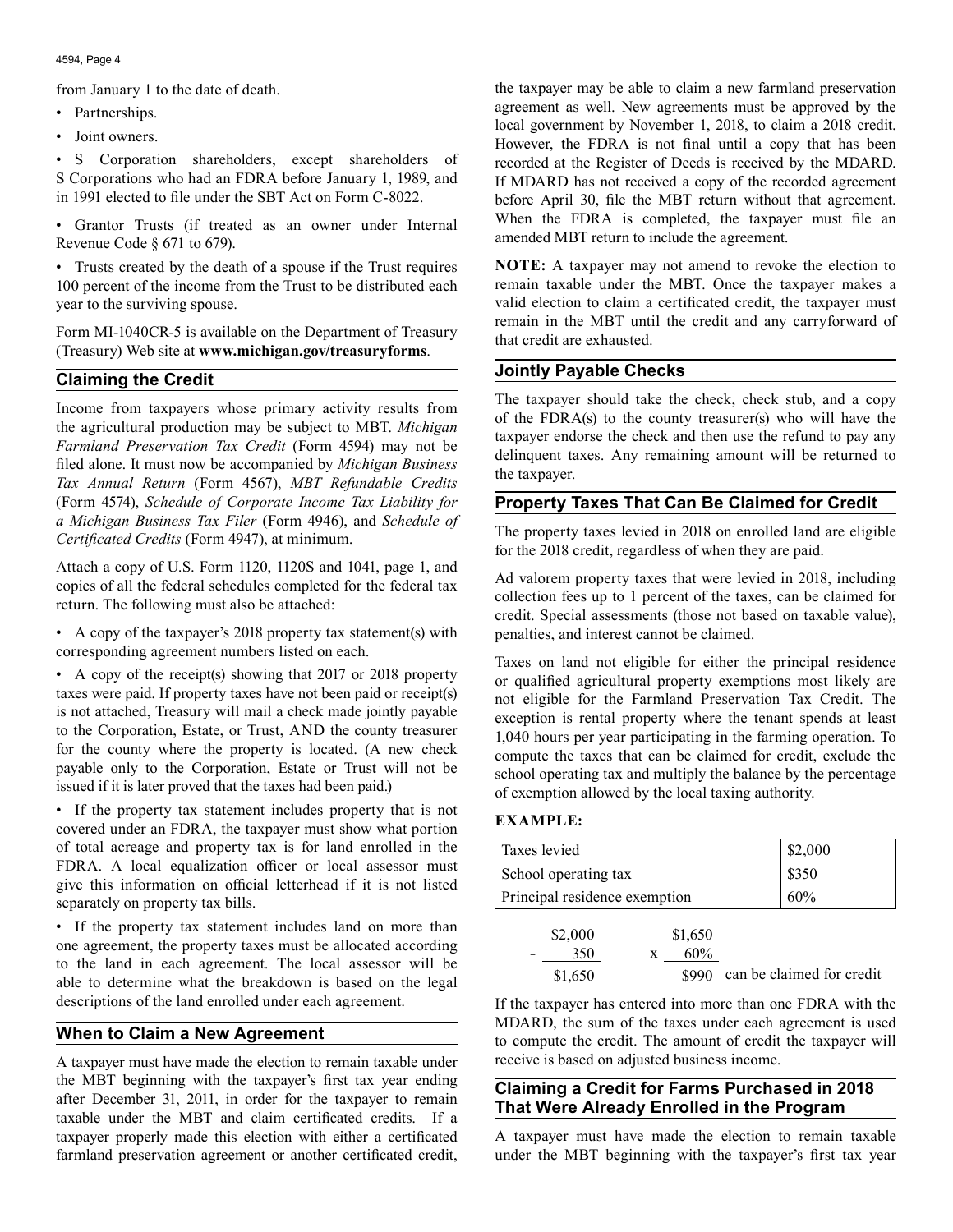from January 1 to the date of death.

- Partnerships.
- Joint owners.
- S Corporation shareholders, except shareholders of S Corporations who had an FDRA before January 1, 1989, and in 1991 elected to file under the SBT Act on Form C-8022.
- Grantor Trusts (if treated as an owner under Internal Revenue Code § 671 to 679).
- Trusts created by the death of a spouse if the Trust requires 100 percent of the income from the Trust to be distributed each year to the surviving spouse.

Form MI-1040CR-5 is available on the Department of Treasury (Treasury) Web site at **www.michigan.gov/treasuryforms**.

## Claiming the Credit

Income from taxpayers whose primary activity results from the agricultural production may be subject to MBT. *Michigan Farmland Preservation Tax Credit* (Form 4594) may not be filed alone. It must now be accompanied by *Michigan Business Tax Annual Return* (Form 4567), *MBT Refundable Credits* (Form 4574), *Schedule of Corporate Income Tax Liability for a Michigan Business Tax Filer* (Form 4946), and *Schedule of Certificated Credits* (Form 4947), at minimum.

Attach a copy of U.S. Form 1120, 1120S and 1041, page 1, and copies of all the federal schedules completed for the federal tax return. The following must also be attached:

- A copy of the taxpayer's 2018 property tax statement(s) with corresponding agreement numbers listed on each.
- A copy of the receipt(s) showing that 2017 or 2018 property taxes were paid. If property taxes have not been paid or receipt(s) is not attached, Treasury will mail a check made jointly payable to the Corporation, Estate, or Trust, AND the county treasurer for the county where the property is located. (A new check payable only to the Corporation, Estate or Trust will not be issued if it is later proved that the taxes had been paid.)
- If the property tax statement includes property that is not covered under an FDRA, the taxpayer must show what portion of total acreage and property tax is for land enrolled in the FDRA. A local equalization officer or local assessor must give this information on official letterhead if it is not listed separately on property tax bills.
- If the property tax statement includes land on more than one agreement, the property taxes must be allocated according to the land in each agreement. The local assessor will be able to determine what the breakdown is based on the legal descriptions of the land enrolled under each agreement.

## When to Claim a New Agreement

A taxpayer must have made the election to remain taxable under the MBT beginning with the taxpayer's first tax year ending after December 31, 2011, in order for the taxpayer to remain taxable under the MBT and claim certificated credits. If a taxpayer properly made this election with either a certificated farmland preservation agreement or another certificated credit, the taxpayer may be able to claim a new farmland preservation agreement as well. New agreements must be approved by the local government by November 1, 2018, to claim a 2018 credit. However, the FDRA is not final until a copy that has been recorded at the Register of Deeds is received by the MDARD. If MDARD has not received a copy of the recorded agreement before April 30, file the MBT return without that agreement. When the FDRA is completed, the taxpayer must file an amended MBT return to include the agreement.

**NOTE:** A taxpayer may not amend to revoke the election to remain taxable under the MBT. Once the taxpayer makes a valid election to claim a certificated credit, the taxpayer must remain in the MBT until the credit and any carryforward of that credit are exhausted.

## Jointly Payable Checks

The taxpayer should take the check, check stub, and a copy of the FDRA(s) to the county treasurer(s) who will have the taxpayer endorse the check and then use the refund to pay any delinquent taxes. Any remaining amount will be returned to the taxpayer.

## Property Taxes That Can Be Claimed for Credit

The property taxes levied in 2018 on enrolled land are eligible for the 2018 credit, regardless of when they are paid.

Ad valorem property taxes that were levied in 2018, including collection fees up to 1 percent of the taxes, can be claimed for credit. Special assessments (those not based on taxable value), penalties, and interest cannot be claimed.

Taxes on land not eligible for either the principal residence or qualified agricultural property exemptions most likely are not eligible for the Farmland Preservation Tax Credit. The exception is rental property where the tenant spends at least 1,040 hours per year participating in the farming operation. To compute the taxes that can be claimed for credit, exclude the school operating tax and multiply the balance by the percentage of exemption allowed by the local taxing authority.

**EXAMPLE:**

| Taxes levied | $2,000 |
|---|---|
| School operating tax | $350 |
| Principal residence exemption | 60% |

$$\$2{,}000 - \$350 = \$1{,}650 \qquad \$1{,}650 \times 60\% = \$990 \text{ can be claimed for credit}$$

If the taxpayer has entered into more than one FDRA with the MDARD, the sum of the taxes under each agreement is used to compute the credit. The amount of credit the taxpayer will receive is based on adjusted business income.

## Claiming a Credit for Farms Purchased in 2018 That Were Already Enrolled in the Program

A taxpayer must have made the election to remain taxable under the MBT beginning with the taxpayer's first tax year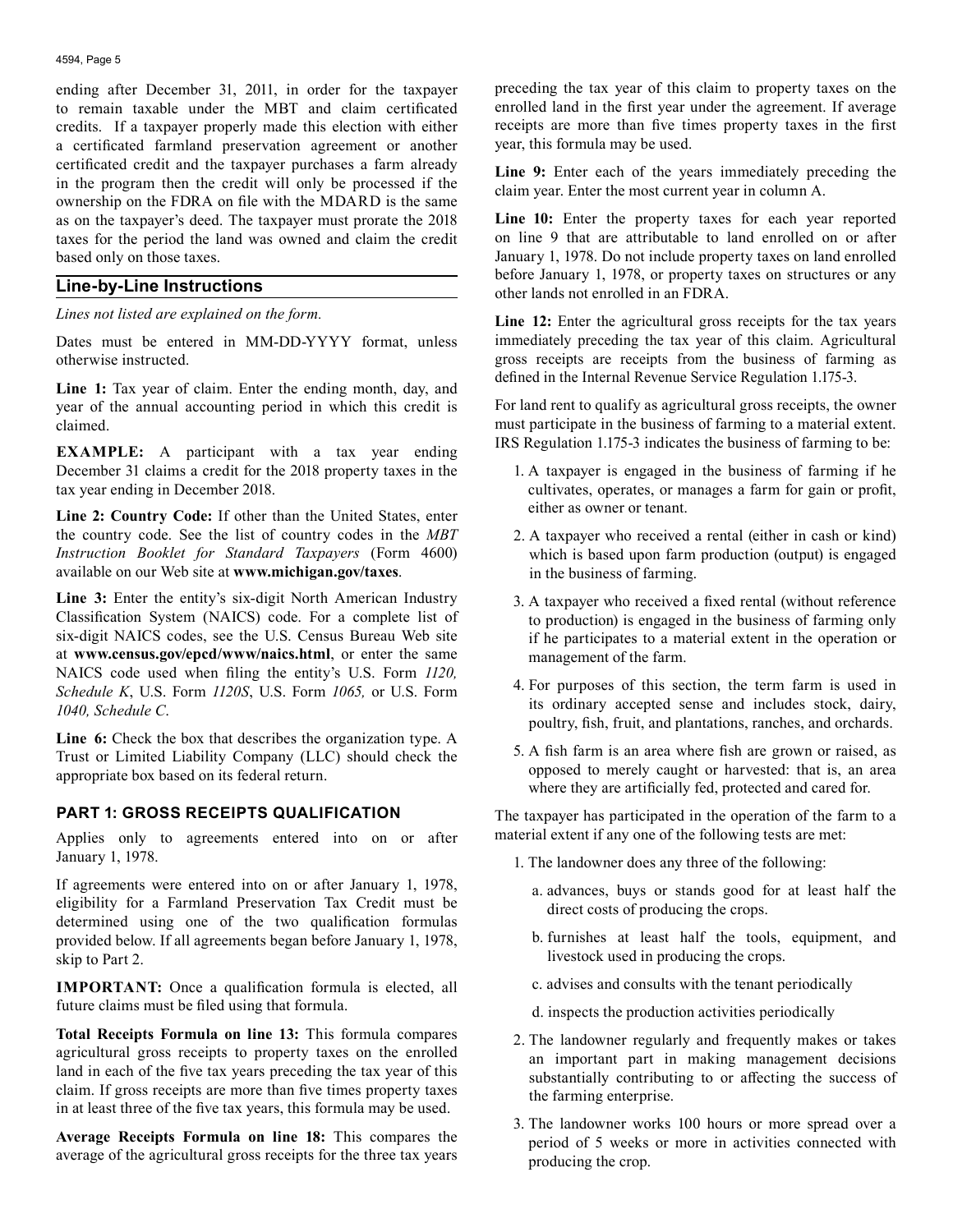ending after December 31, 2011, in order for the taxpayer to remain taxable under the MBT and claim certificated credits. If a taxpayer properly made this election with either a certificated farmland preservation agreement or another certificated credit and the taxpayer purchases a farm already in the program then the credit will only be processed if the ownership on the FDRA on file with the MDARD is the same as on the taxpayer's deed. The taxpayer must prorate the 2018 taxes for the period the land was owned and claim the credit based only on those taxes.

## Line-by-Line Instructions

*Lines not listed are explained on the form.*

Dates must be entered in MM-DD-YYYY format, unless otherwise instructed.

**Line 1:** Tax year of claim. Enter the ending month, day, and year of the annual accounting period in which this credit is claimed.

**EXAMPLE:** A participant with a tax year ending December 31 claims a credit for the 2018 property taxes in the tax year ending in December 2018.

**Line 2: Country Code:** If other than the United States, enter the country code. See the list of country codes in the *MBT Instruction Booklet for Standard Taxpayers* (Form 4600) available on our Web site at **www.michigan.gov/taxes**.

**Line 3:** Enter the entity's six-digit North American Industry Classification System (NAICS) code. For a complete list of six-digit NAICS codes, see the U.S. Census Bureau Web site at **www.census.gov/epcd/www/naics.html**, or enter the same NAICS code used when filing the entity's U.S. Form *1120, Schedule K*, U.S. Form *1120S*, U.S. Form *1065,* or U.S. Form *1040, Schedule C*.

**Line 6:** Check the box that describes the organization type. A Trust or Limited Liability Company (LLC) should check the appropriate box based on its federal return.

### PART 1: GROSS RECEIPTS QUALIFICATION

Applies only to agreements entered into on or after January 1, 1978.

If agreements were entered into on or after January 1, 1978, eligibility for a Farmland Preservation Tax Credit must be determined using one of the two qualification formulas provided below. If all agreements began before January 1, 1978, skip to Part 2.

**IMPORTANT:** Once a qualification formula is elected, all future claims must be filed using that formula.

**Total Receipts Formula on line 13:** This formula compares agricultural gross receipts to property taxes on the enrolled land in each of the five tax years preceding the tax year of this claim. If gross receipts are more than five times property taxes in at least three of the five tax years, this formula may be used.

**Average Receipts Formula on line 18:** This compares the average of the agricultural gross receipts for the three tax years preceding the tax year of this claim to property taxes on the enrolled land in the first year under the agreement. If average receipts are more than five times property taxes in the first year, this formula may be used.

**Line 9:** Enter each of the years immediately preceding the claim year. Enter the most current year in column A.

**Line 10:** Enter the property taxes for each year reported on line 9 that are attributable to land enrolled on or after January 1, 1978. Do not include property taxes on land enrolled before January 1, 1978, or property taxes on structures or any other lands not enrolled in an FDRA.

**Line 12:** Enter the agricultural gross receipts for the tax years immediately preceding the tax year of this claim. Agricultural gross receipts are receipts from the business of farming as defined in the Internal Revenue Service Regulation 1.175-3.

For land rent to qualify as agricultural gross receipts, the owner must participate in the business of farming to a material extent. IRS Regulation 1.175-3 indicates the business of farming to be:

1. A taxpayer is engaged in the business of farming if he cultivates, operates, or manages a farm for gain or profit, either as owner or tenant.
2. A taxpayer who received a rental (either in cash or kind) which is based upon farm production (output) is engaged in the business of farming.
3. A taxpayer who received a fixed rental (without reference to production) is engaged in the business of farming only if he participates to a material extent in the operation or management of the farm.
4. For purposes of this section, the term farm is used in its ordinary accepted sense and includes stock, dairy, poultry, fish, fruit, and plantations, ranches, and orchards.
5. A fish farm is an area where fish are grown or raised, as opposed to merely caught or harvested: that is, an area where they are artificially fed, protected and cared for.

The taxpayer has participated in the operation of the farm to a material extent if any one of the following tests are met:

1. The landowner does any three of the following:
   a. advances, buys or stands good for at least half the direct costs of producing the crops.
   b. furnishes at least half the tools, equipment, and livestock used in producing the crops.
   c. advises and consults with the tenant periodically
   d. inspects the production activities periodically
2. The landowner regularly and frequently makes or takes an important part in making management decisions substantially contributing to or affecting the success of the farming enterprise.
3. The landowner works 100 hours or more spread over a period of 5 weeks or more in activities connected with producing the crop.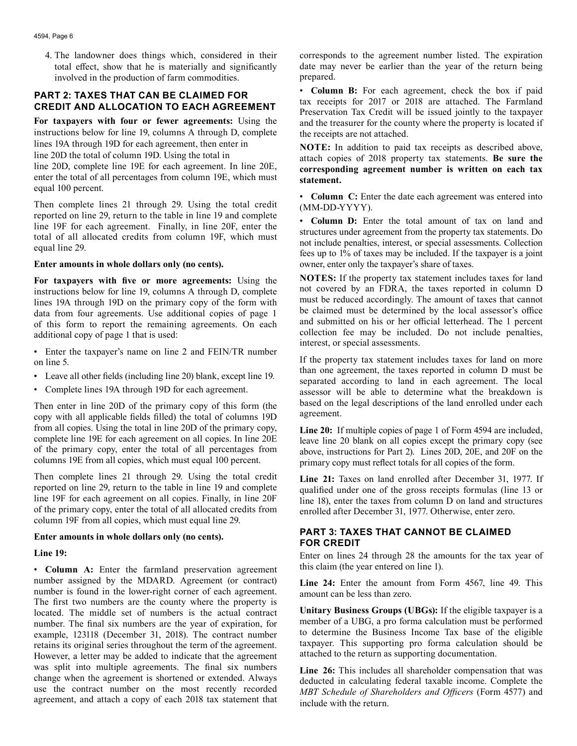4. The landowner does things which, considered in their total effect, show that he is materially and significantly involved in the production of farm commodities.

## PART 2: TAXES THAT CAN BE CLAIMED FOR CREDIT AND ALLOCATION TO EACH AGREEMENT

**For taxpayers with four or fewer agreements:** Using the instructions below for line 19, columns A through D, complete lines 19A through 19D for each agreement, then enter in line 20D the total of column 19D. Using the total in line 20D, complete line 19E for each agreement. In line 20E, enter the total of all percentages from column 19E, which must equal 100 percent.

Then complete lines 21 through 29. Using the total credit reported on line 29, return to the table in line 19 and complete line 19F for each agreement. Finally, in line 20F, enter the total of all allocated credits from column 19F, which must equal line 29.

**Enter amounts in whole dollars only (no cents).**

**For taxpayers with five or more agreements:** Using the instructions below for line 19, columns A through D, complete lines 19A through 19D on the primary copy of the form with data from four agreements. Use additional copies of page 1 of this form to report the remaining agreements. On each additional copy of page 1 that is used:

- Enter the taxpayer's name on line 2 and FEIN/TR number on line 5.
- Leave all other fields (including line 20) blank, except line 19.
- Complete lines 19A through 19D for each agreement.

Then enter in line 20D of the primary copy of this form (the copy with all applicable fields filled) the total of columns 19D from all copies. Using the total in line 20D of the primary copy, complete line 19E for each agreement on all copies. In line 20E of the primary copy, enter the total of all percentages from columns 19E from all copies, which must equal 100 percent.

Then complete lines 21 through 29. Using the total credit reported on line 29, return to the table in line 19 and complete line 19F for each agreement on all copies. Finally, in line 20F of the primary copy, enter the total of all allocated credits from column 19F from all copies, which must equal line 29.

**Enter amounts in whole dollars only (no cents).**

**Line 19:**

- **Column A:** Enter the farmland preservation agreement number assigned by the MDARD. Agreement (or contract) number is found in the lower-right corner of each agreement. The first two numbers are the county where the property is located. The middle set of numbers is the actual contract number. The final six numbers are the year of expiration, for example, 123118 (December 31, 2018). The contract number retains its original series throughout the term of the agreement. However, a letter may be added to indicate that the agreement was split into multiple agreements. The final six numbers change when the agreement is shortened or extended. Always use the contract number on the most recently recorded agreement, and attach a copy of each 2018 tax statement that corresponds to the agreement number listed. The expiration date may never be earlier than the year of the return being prepared.
- **Column B:** For each agreement, check the box if paid tax receipts for 2017 or 2018 are attached. The Farmland Preservation Tax Credit will be issued jointly to the taxpayer and the treasurer for the county where the property is located if the receipts are not attached.

**NOTE:** In addition to paid tax receipts as described above, attach copies of 2018 property tax statements. **Be sure the corresponding agreement number is written on each tax statement.**

- **Column C:** Enter the date each agreement was entered into (MM-DD-YYYY).
- **Column D:** Enter the total amount of tax on land and structures under agreement from the property tax statements. Do not include penalties, interest, or special assessments. Collection fees up to 1% of taxes may be included. If the taxpayer is a joint owner, enter only the taxpayer's share of taxes.

**NOTES:** If the property tax statement includes taxes for land not covered by an FDRA, the taxes reported in column D must be reduced accordingly. The amount of taxes that cannot be claimed must be determined by the local assessor's office and submitted on his or her official letterhead. The 1 percent collection fee may be included. Do not include penalties, interest, or special assessments.

If the property tax statement includes taxes for land on more than one agreement, the taxes reported in column D must be separated according to land in each agreement. The local assessor will be able to determine what the breakdown is based on the legal descriptions of the land enrolled under each agreement.

**Line 20:** If multiple copies of page 1 of Form 4594 are included, leave line 20 blank on all copies except the primary copy (see above, instructions for Part 2). Lines 20D, 20E, and 20F on the primary copy must reflect totals for all copies of the form.

**Line 21:** Taxes on land enrolled after December 31, 1977. If qualified under one of the gross receipts formulas (line 13 or line 18), enter the taxes from column D on land and structures enrolled after December 31, 1977. Otherwise, enter zero.

## PART 3: TAXES THAT CANNOT BE CLAIMED FOR CREDIT

Enter on lines 24 through 28 the amounts for the tax year of this claim (the year entered on line 1).

**Line 24:** Enter the amount from Form 4567, line 49. This amount can be less than zero.

**Unitary Business Groups (UBGs):** If the eligible taxpayer is a member of a UBG, a pro forma calculation must be performed to determine the Business Income Tax base of the eligible taxpayer. This supporting pro forma calculation should be attached to the return as supporting documentation.

**Line 26:** This includes all shareholder compensation that was deducted in calculating federal taxable income. Complete the *MBT Schedule of Shareholders and Officers* (Form 4577) and include with the return.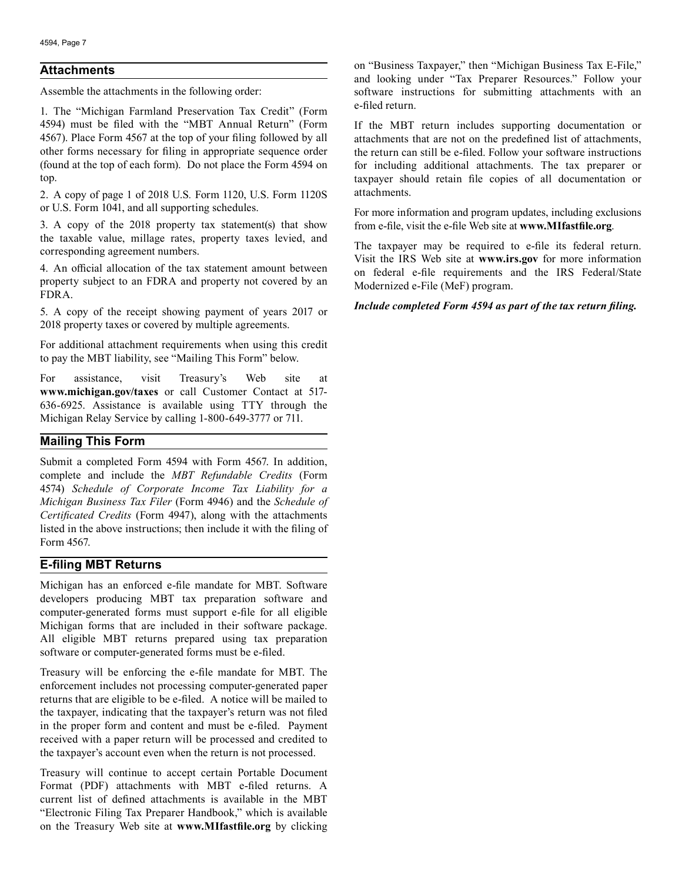## Attachments

Assemble the attachments in the following order:

1. The "Michigan Farmland Preservation Tax Credit" (Form 4594) must be filed with the "MBT Annual Return" (Form 4567). Place Form 4567 at the top of your filing followed by all other forms necessary for filing in appropriate sequence order (found at the top of each form). Do not place the Form 4594 on top.

2. A copy of page 1 of 2018 U.S. Form 1120, U.S. Form 1120S or U.S. Form 1041, and all supporting schedules.

3. A copy of the 2018 property tax statement(s) that show the taxable value, millage rates, property taxes levied, and corresponding agreement numbers.

4. An official allocation of the tax statement amount between property subject to an FDRA and property not covered by an FDRA.

5. A copy of the receipt showing payment of years 2017 or 2018 property taxes or covered by multiple agreements.

For additional attachment requirements when using this credit to pay the MBT liability, see "Mailing This Form" below.

For assistance, visit Treasury's Web site at **www.michigan.gov/taxes** or call Customer Contact at 517-636-6925. Assistance is available using TTY through the Michigan Relay Service by calling 1-800-649-3777 or 711.

## Mailing This Form

Submit a completed Form 4594 with Form 4567. In addition, complete and include the *MBT Refundable Credits* (Form 4574) *Schedule of Corporate Income Tax Liability for a Michigan Business Tax Filer* (Form 4946) and the *Schedule of Certificated Credits* (Form 4947), along with the attachments listed in the above instructions; then include it with the filing of Form 4567.

## E-filing MBT Returns

Michigan has an enforced e-file mandate for MBT. Software developers producing MBT tax preparation software and computer-generated forms must support e-file for all eligible Michigan forms that are included in their software package. All eligible MBT returns prepared using tax preparation software or computer-generated forms must be e-filed.

Treasury will be enforcing the e-file mandate for MBT. The enforcement includes not processing computer-generated paper returns that are eligible to be e-filed. A notice will be mailed to the taxpayer, indicating that the taxpayer's return was not filed in the proper form and content and must be e-filed. Payment received with a paper return will be processed and credited to the taxpayer's account even when the return is not processed.

Treasury will continue to accept certain Portable Document Format (PDF) attachments with MBT e-filed returns. A current list of defined attachments is available in the MBT "Electronic Filing Tax Preparer Handbook," which is available on the Treasury Web site at **www.MIfastfile.org** by clicking on "Business Taxpayer," then "Michigan Business Tax E-File," and looking under "Tax Preparer Resources." Follow your software instructions for submitting attachments with an e-filed return.

If the MBT return includes supporting documentation or attachments that are not on the predefined list of attachments, the return can still be e-filed. Follow your software instructions for including additional attachments. The tax preparer or taxpayer should retain file copies of all documentation or attachments.

For more information and program updates, including exclusions from e-file, visit the e-file Web site at **www.MIfastfile.org**.

The taxpayer may be required to e-file its federal return. Visit the IRS Web site at **www.irs.gov** for more information on federal e-file requirements and the IRS Federal/State Modernized e-File (MeF) program.

***Include completed Form 4594 as part of the tax return filing.***